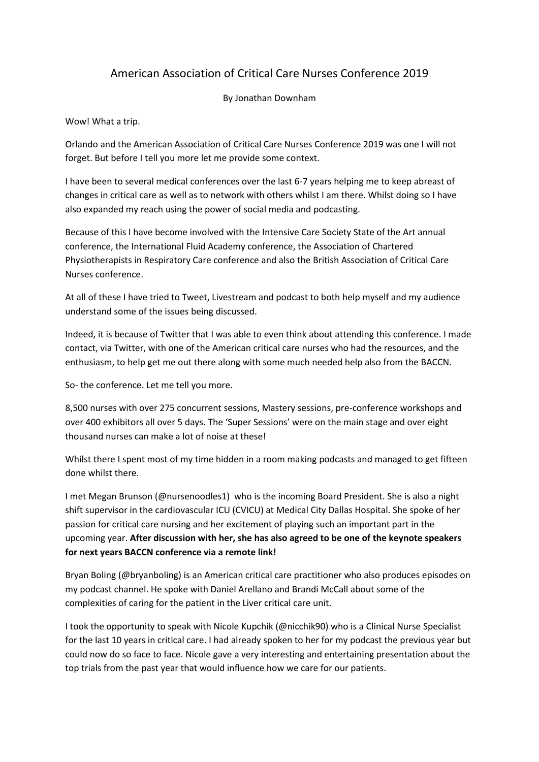# American Association of Critical Care Nurses Conference 2019

By Jonathan Downham

Wow! What a trip.

Orlando and the American Association of Critical Care Nurses Conference 2019 was one I will not forget. But before I tell you more let me provide some context.

I have been to several medical conferences over the last 6-7 years helping me to keep abreast of changes in critical care as well as to network with others whilst I am there. Whilst doing so I have also expanded my reach using the power of social media and podcasting.

Because of this I have become involved with the Intensive Care Society State of the Art annual conference, the International Fluid Academy conference, the Association of Chartered Physiotherapists in Respiratory Care conference and also the British Association of Critical Care Nurses conference.

At all of these I have tried to Tweet, Livestream and podcast to both help myself and my audience understand some of the issues being discussed.

Indeed, it is because of Twitter that I was able to even think about attending this conference. I made contact, via Twitter, with one of the American critical care nurses who had the resources, and the enthusiasm, to help get me out there along with some much needed help also from the BACCN.

So- the conference. Let me tell you more.

8,500 nurses with over 275 concurrent sessions, Mastery sessions, pre-conference workshops and over 400 exhibitors all over 5 days. The 'Super Sessions' were on the main stage and over eight thousand nurses can make a lot of noise at these!

Whilst there I spent most of my time hidden in a room making podcasts and managed to get fifteen done whilst there.

I met Megan Brunson (@nursenoodles1) who is the incoming Board President. She is also a night shift supervisor in the cardiovascular ICU (CVICU) at Medical City Dallas Hospital. She spoke of her passion for critical care nursing and her excitement of playing such an important part in the upcoming year. **After discussion with her, she has also agreed to be one of the keynote speakers for next years BACCN conference via a remote link!**

Bryan Boling (@bryanboling) is an American critical care practitioner who also produces episodes on my podcast channel. He spoke with Daniel Arellano and Brandi McCall about some of the complexities of caring for the patient in the Liver critical care unit.

I took the opportunity to speak with Nicole Kupchik (@nicchik90) who is a Clinical Nurse Specialist for the last 10 years in critical care. I had already spoken to her for my podcast the previous year but could now do so face to face. Nicole gave a very interesting and entertaining presentation about the top trials from the past year that would influence how we care for our patients.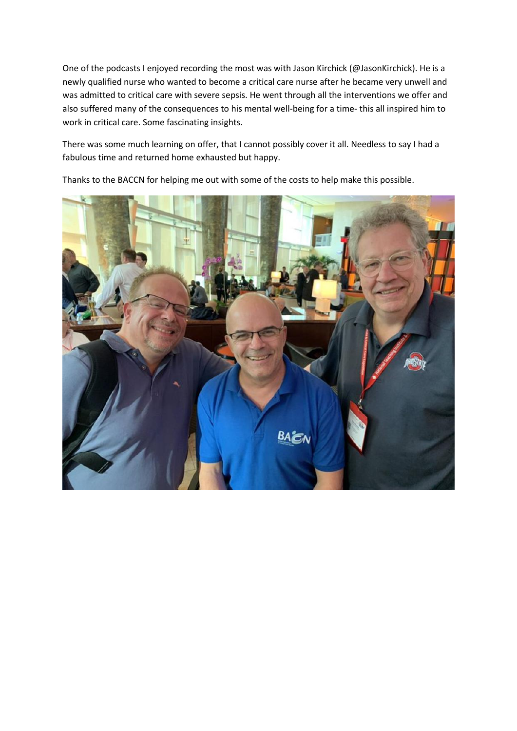One of the podcasts I enjoyed recording the most was with Jason Kirchick (@JasonKirchick). He is a newly qualified nurse who wanted to become a critical care nurse after he became very unwell and was admitted to critical care with severe sepsis. He went through all the interventions we offer and also suffered many of the consequences to his mental well-being for a time- this all inspired him to work in critical care. Some fascinating insights.

There was some much learning on offer, that I cannot possibly cover it all. Needless to say I had a fabulous time and returned home exhausted but happy.

Thanks to the BACCN for helping me out with some of the costs to help make this possible.